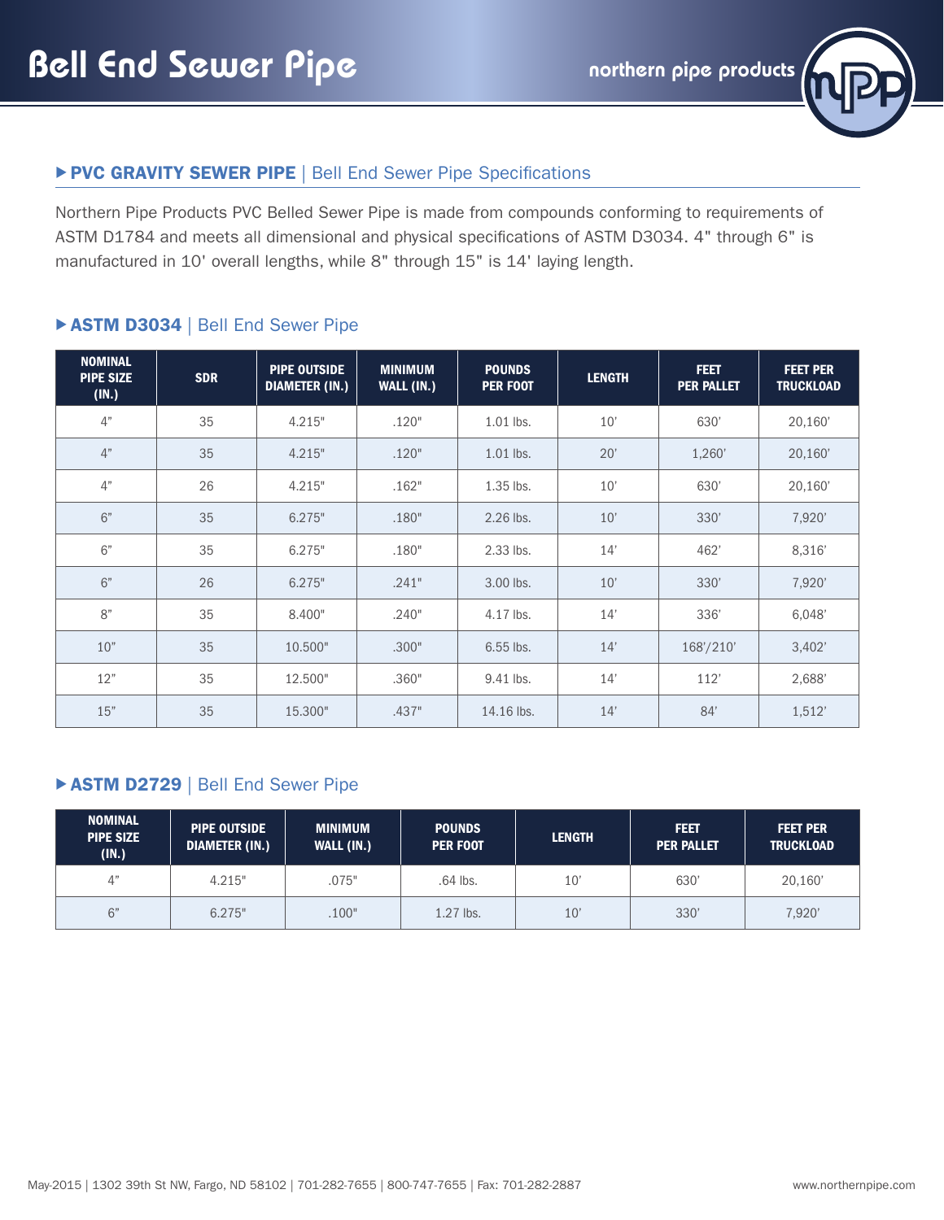# Bell End Sewer Pipe

northern pipe products

## ▶ PVC GRAVITY SEWER PIPE | Bell End Sewer Pipe Specifications

Northern Pipe Products PVC Belled Sewer Pipe is made from compounds conforming to requirements of ASTM D1784 and meets all dimensional and physical specifications of ASTM D3034. 4" through 6" is manufactured in 10' overall lengths, while 8" through 15" is 14' laying length.

## ▶ ASTM D3034 | Bell End Sewer Pipe

| NOMINAL PIPE SIZE (IN.) | SDR | PIPE OUTSIDE DIAMETER (IN.) | MINIMUM WALL (IN.) | POUNDS PER FOOT | LENGTH | FEET PER PALLET | FEET PER TRUCKLOAD |
|---|---|---|---|---|---|---|---|
| 4" | 35 | 4.215" | .120" | 1.01 lbs. | 10' | 630' | 20,160' |
| 4" | 35 | 4.215" | .120" | 1.01 lbs. | 20' | 1,260' | 20,160' |
| 4" | 26 | 4.215" | .162" | 1.35 lbs. | 10' | 630' | 20,160' |
| 6" | 35 | 6.275" | .180" | 2.26 lbs. | 10' | 330' | 7,920' |
| 6" | 35 | 6.275" | .180" | 2.33 lbs. | 14' | 462' | 8,316' |
| 6" | 26 | 6.275" | .241" | 3.00 lbs. | 10' | 330' | 7,920' |
| 8" | 35 | 8.400" | .240" | 4.17 lbs. | 14' | 336' | 6,048' |
| 10" | 35 | 10.500" | .300" | 6.55 lbs. | 14' | 168'/210' | 3,402' |
| 12" | 35 | 12.500" | .360" | 9.41 lbs. | 14' | 112' | 2,688' |
| 15" | 35 | 15.300" | .437" | 14.16 lbs. | 14' | 84' | 1,512' |

## ▶ ASTM D2729 | Bell End Sewer Pipe

| NOMINAL PIPE SIZE (IN.) | PIPE OUTSIDE DIAMETER (IN.) | MINIMUM WALL (IN.) | POUNDS PER FOOT | LENGTH | FEET PER PALLET | FEET PER TRUCKLOAD |
|---|---|---|---|---|---|---|
| 4" | 4.215" | .075" | .64 lbs. | 10' | 630' | 20,160' |
| 6" | 6.275" | .100" | 1.27 lbs. | 10' | 330' | 7,920' |

May-2015 | 1302 39th St NW, Fargo, ND 58102 | 701-282-7655 | 800-747-7655 | Fax: 701-282-2887 www.northernpipe.com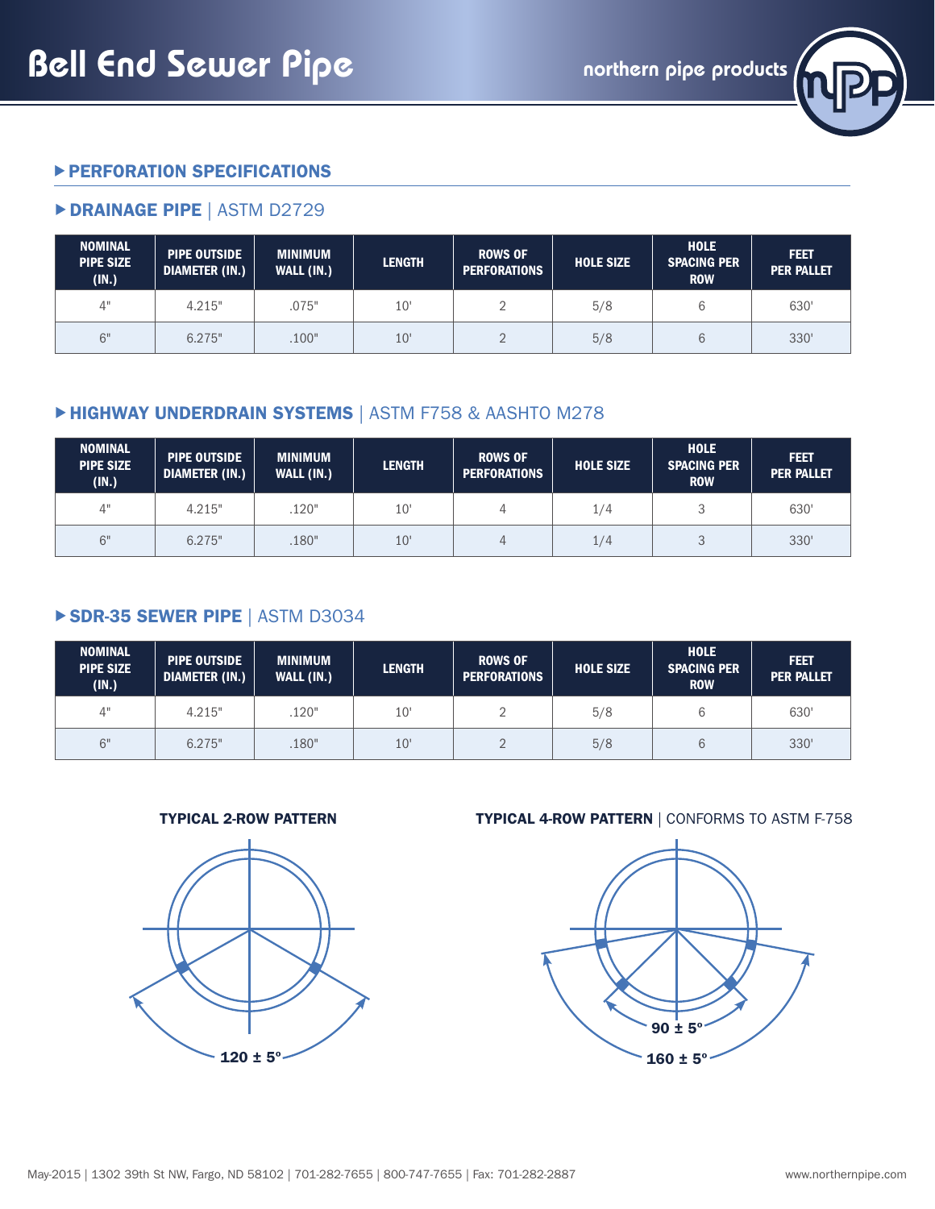# Bell End Sewer Pipe

## PERFORATION SPECIFICATIONS

### DRAINAGE PIPE | ASTM D2729

| NOMINAL PIPE SIZE (IN.) | PIPE OUTSIDE DIAMETER (IN.) | MINIMUM WALL (IN.) | LENGTH | ROWS OF PERFORATIONS | HOLE SIZE | HOLE SPACING PER ROW | FEET PER PALLET |
|---|---|---|---|---|---|---|---|
| 4" | 4.215" | .075" | 10' | 2 | 5/8 | 6 | 630' |
| 6" | 6.275" | .100" | 10' | 2 | 5/8 | 6 | 330' |

### HIGHWAY UNDERDRAIN SYSTEMS | ASTM F758 & AASHTO M278

| NOMINAL PIPE SIZE (IN.) | PIPE OUTSIDE DIAMETER (IN.) | MINIMUM WALL (IN.) | LENGTH | ROWS OF PERFORATIONS | HOLE SIZE | HOLE SPACING PER ROW | FEET PER PALLET |
|---|---|---|---|---|---|---|---|
| 4" | 4.215" | .120" | 10' | 4 | 1/4 | 3 | 630' |
| 6" | 6.275" | .180" | 10' | 4 | 1/4 | 3 | 330' |

### SDR-35 SEWER PIPE | ASTM D3034

| NOMINAL PIPE SIZE (IN.) | PIPE OUTSIDE DIAMETER (IN.) | MINIMUM WALL (IN.) | LENGTH | ROWS OF PERFORATIONS | HOLE SIZE | HOLE SPACING PER ROW | FEET PER PALLET |
|---|---|---|---|---|---|---|---|
| 4" | 4.215" | .120" | 10' | 2 | 5/8 | 6 | 630' |
| 6" | 6.275" | .180" | 10' | 2 | 5/8 | 6 | 330' |

**TYPICAL 2-ROW PATTERN**

120 ± 5°

**TYPICAL 4-ROW PATTERN** | CONFORMS TO ASTM F-758

90 ± 5°

160 ± 5°

May-2015 | 1302 39th St NW, Fargo, ND 58102 | 701-282-7655 | 800-747-7655 | Fax: 701-282-2887

www.northernpipe.com